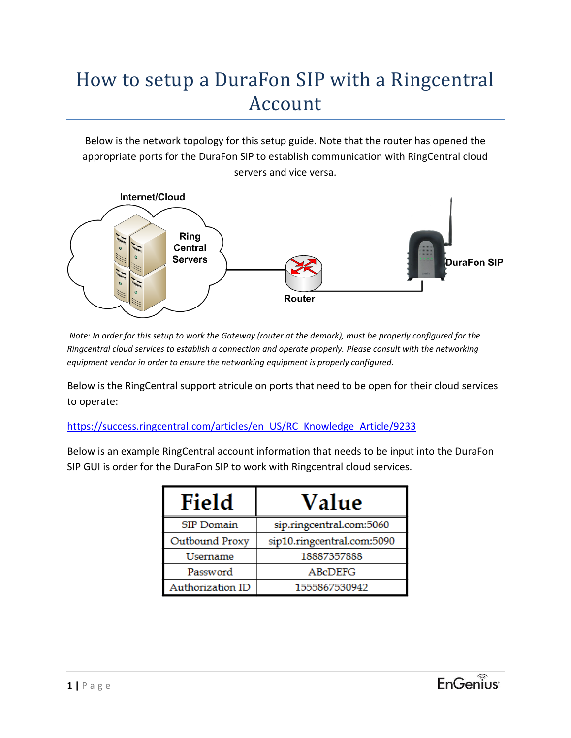# How to setup a DuraFon SIP with a Ringcentral Account

Below is the network topology for this setup guide. Note that the router has opened the appropriate ports for the DuraFon SIP to establish communication with RingCentral cloud servers and vice versa.

*Note: In order for this setup to work the Gateway (router at the demark), must be properly configured for the Ringcentral cloud services to establish a connection and operate properly. Please consult with the networking equipment vendor in order to ensure the networking equipment is properly configured.*

Below is the RingCentral support atricule on ports that need to be open for their cloud services to operate:

https://success.ringcentral.com/articles/en_US/RC_Knowledge_Article/9233

Below is an example RingCentral account information that needs to be input into the DuraFon SIP GUI is order for the DuraFon SIP to work with Ringcentral cloud services.

| Field | Value |
| --- | --- |
| SIP Domain | sip.ringcentral.com:5060 |
| Outbound Proxy | sip10.ringcentral.com:5090 |
| Username | 18887357888 |
| Password | ABcDEFG |
| Authorization ID | 1555867530942 |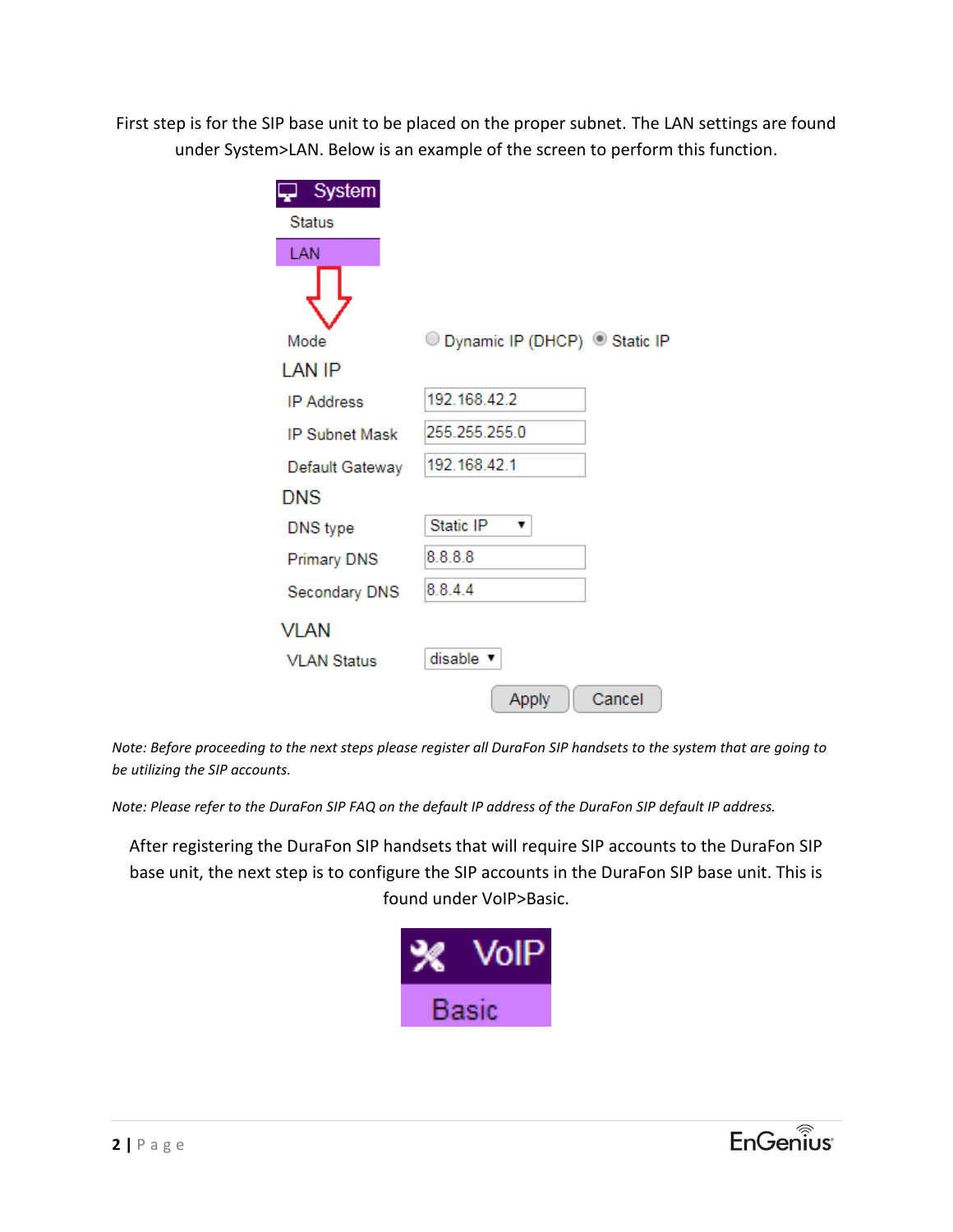First step is for the SIP base unit to be placed on the proper subnet. The LAN settings are found under System>LAN. Below is an example of the screen to perform this function.

System

Status

LAN

| Mode | Dynamic IP (DHCP) / Static IP |
| --- | --- |
| **LAN IP** | |
| IP Address | 192.168.42.2 |
| IP Subnet Mask | 255.255.255.0 |
| Default Gateway | 192.168.42.1 |
| **DNS** | |
| DNS type | Static IP |
| Primary DNS | 8.8.8.8 |
| Secondary DNS | 8.8.4.4 |
| **VLAN** | |
| VLAN Status | disable |

Apply Cancel

*Note: Before proceeding to the next steps please register all DuraFon SIP handsets to the system that are going to be utilizing the SIP accounts.*

*Note: Please refer to the DuraFon SIP FAQ on the default IP address of the DuraFon SIP default IP address.*

After registering the DuraFon SIP handsets that will require SIP accounts to the DuraFon SIP base unit, the next step is to configure the SIP accounts in the DuraFon SIP base unit. This is found under VoIP>Basic.

VoIP

Basic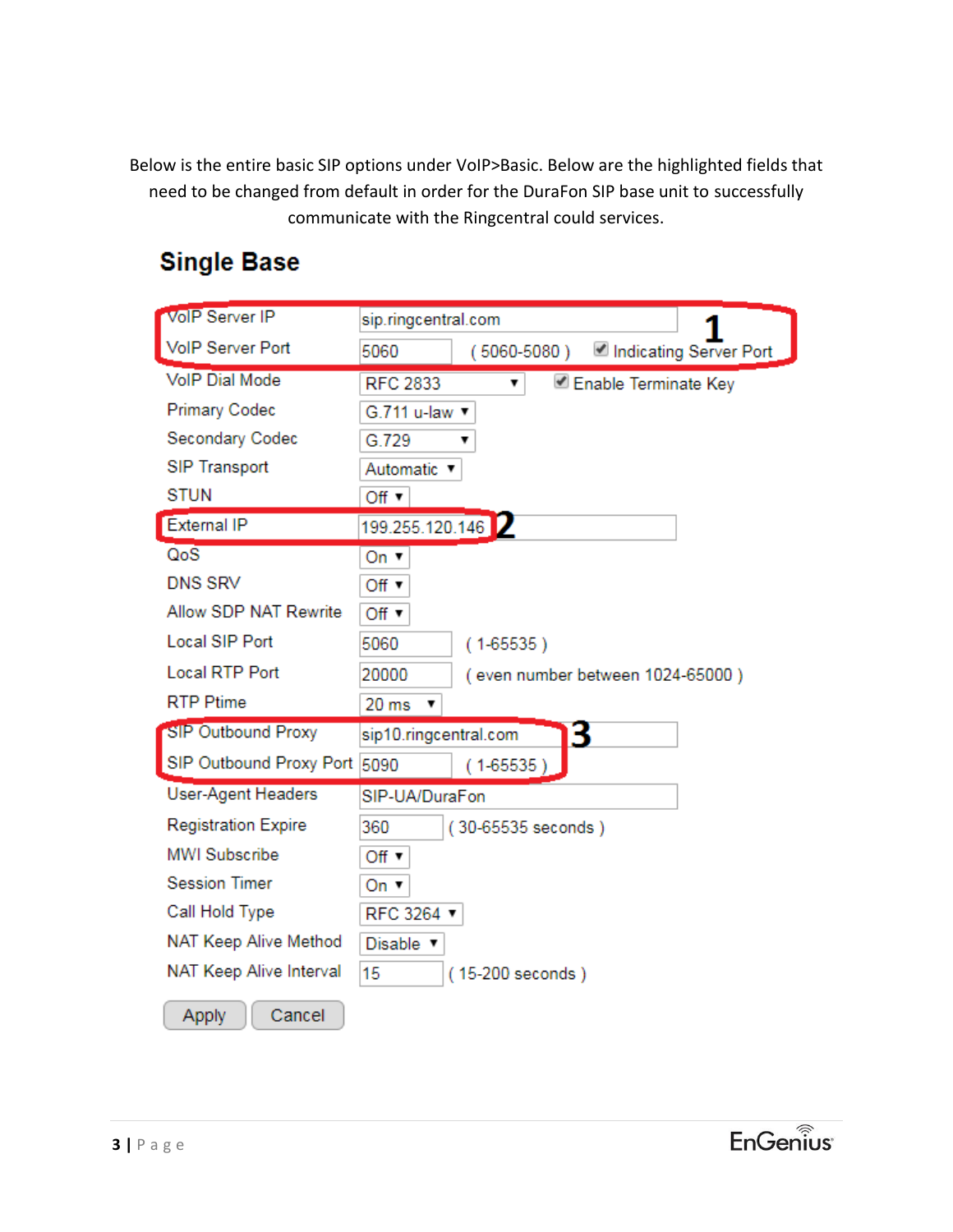Below is the entire basic SIP options under VoIP>Basic. Below are the highlighted fields that need to be changed from default in order for the DuraFon SIP base unit to successfully communicate with the Ringcentral could services.

## Single Base

| Field | Value | Notes |
|---|---|---|
| VoIP Server IP | sip.ringcentral.com | **1** |
| VoIP Server Port | 5060 | ( 5060-5080 ) ☑ Indicating Server Port |
| VoIP Dial Mode | RFC 2833 | ☑ Enable Terminate Key |
| Primary Codec | G.711 u-law | |
| Secondary Codec | G.729 | |
| SIP Transport | Automatic | |
| STUN | Off | |
| External IP | 199.255.120.146 | **2** |
| QoS | On | |
| DNS SRV | Off | |
| Allow SDP NAT Rewrite | Off | |
| Local SIP Port | 5060 | ( 1-65535 ) |
| Local RTP Port | 20000 | ( even number between 1024-65000 ) |
| RTP Ptime | 20 ms | |
| SIP Outbound Proxy | sip10.ringcentral.com | **3** |
| SIP Outbound Proxy Port | 5090 | ( 1-65535 ) |
| User-Agent Headers | SIP-UA/DuraFon | |
| Registration Expire | 360 | ( 30-65535 seconds ) |
| MWI Subscribe | Off | |
| Session Timer | On | |
| Call Hold Type | RFC 3264 | |
| NAT Keep Alive Method | Disable | |
| NAT Keep Alive Interval | 15 | ( 15-200 seconds ) |

Apply | Cancel

EnGenius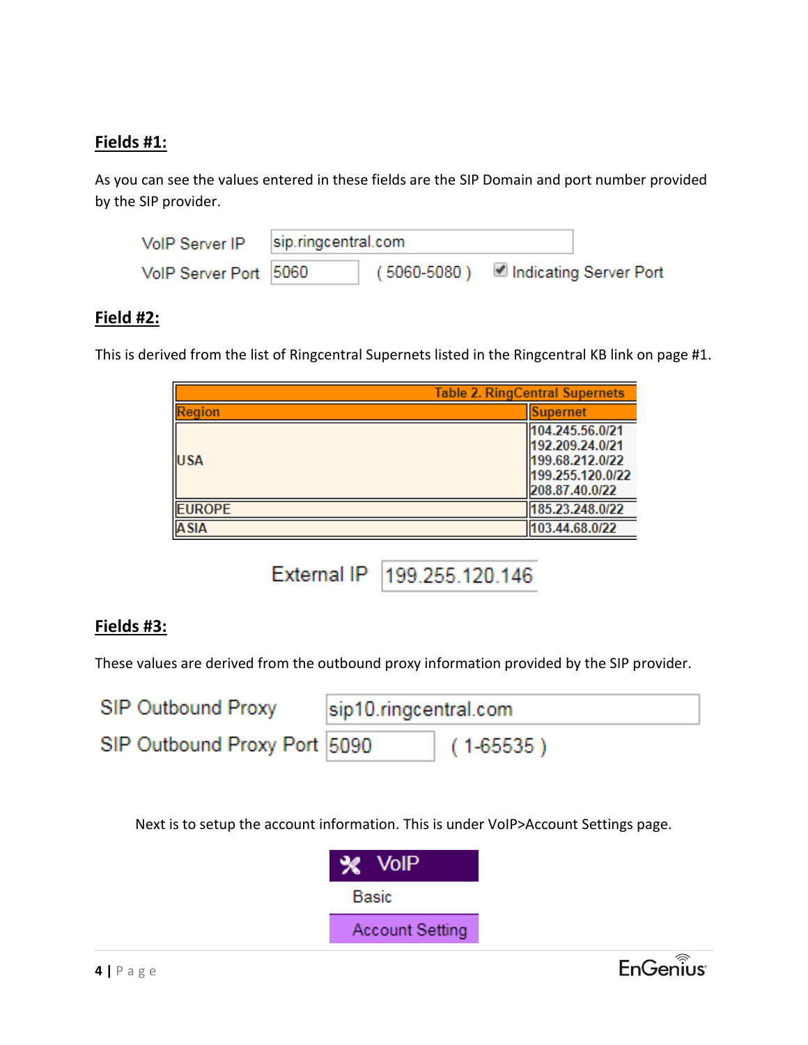**Fields #1:**

As you can see the values entered in these fields are the SIP Domain and port number provided by the SIP provider.

| | | |
|---|---|---|
| VoIP Server IP | sip.ringcentral.com | |
| VoIP Server Port | 5060 | ( 5060-5080 ) ☑ Indicating Server Port |

**Field #2:**

This is derived from the list of Ringcentral Supernets listed in the Ringcentral KB link on page #1.

| Table 2. RingCentral Supernets | |
|---|---|
| Region | Supernet |
| USA | 104.245.56.0/21<br>192.209.24.0/21<br>199.68.212.0/22<br>199.255.120.0/22<br>208.87.40.0/22 |
| EUROPE | 185.23.248.0/22 |
| ASIA | 103.44.68.0/22 |

External IP: 199.255.120.146

**Fields #3:**

These values are derived from the outbound proxy information provided by the SIP provider.

| | | |
|---|---|---|
| SIP Outbound Proxy | sip10.ringcentral.com | |
| SIP Outbound Proxy Port | 5090 | ( 1-65535 ) |

Next is to setup the account information. This is under VoIP>Account Settings page.

VoIP
- Basic
- Account Setting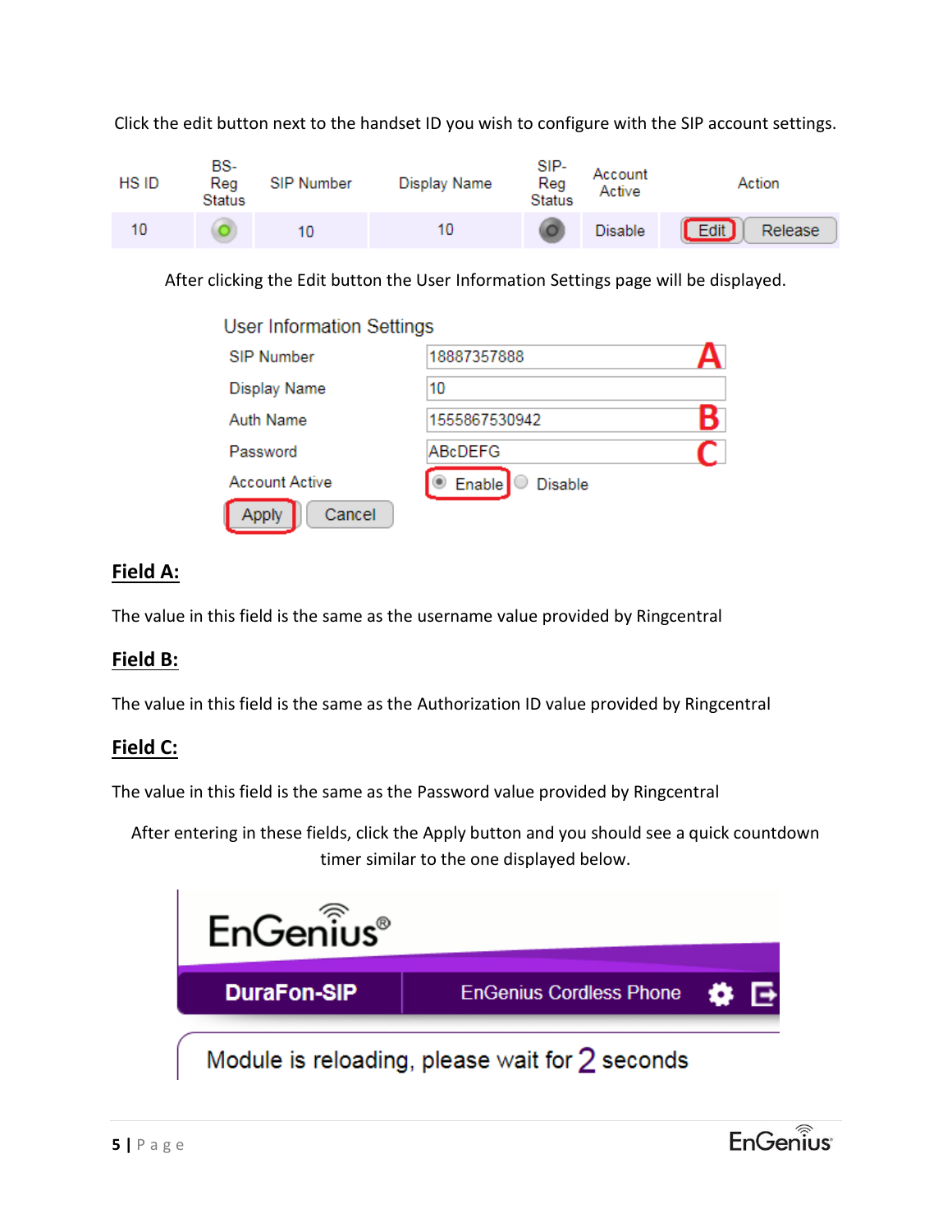Click the edit button next to the handset ID you wish to configure with the SIP account settings.

| HS ID | BS-Reg Status | SIP Number | Display Name | SIP-Reg Status | Account Active | Action |
|---|---|---|---|---|---|---|
| 10 | | 10 | 10 | | Disable | Edit Release |

After clicking the Edit button the User Information Settings page will be displayed.

User Information Settings

| | | |
|---|---|---|
| SIP Number | 18887357888 | A |
| Display Name | 10 | |
| Auth Name | 1555867530942 | B |
| Password | ABcDEFG | C |
| Account Active | Enable / Disable | |

Apply Cancel

## Field A:

The value in this field is the same as the username value provided by Ringcentral

## Field B:

The value in this field is the same as the Authorization ID value provided by Ringcentral

## Field C:

The value in this field is the same as the Password value provided by Ringcentral

After entering in these fields, click the Apply button and you should see a quick countdown timer similar to the one displayed below.

EnGenius®

DuraFon-SIP | EnGenius Cordless Phone

Module is reloading, please wait for 2 seconds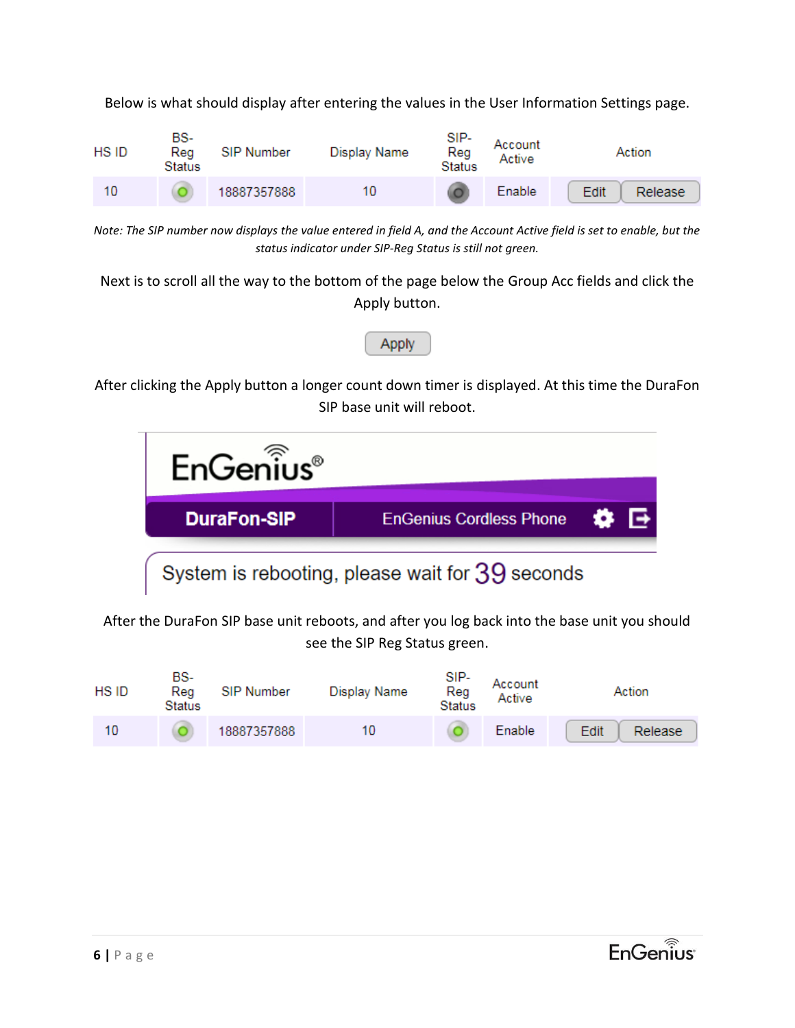Below is what should display after entering the values in the User Information Settings page.

| HS ID | BS-Reg Status | SIP Number | Display Name | SIP-Reg Status | Account Active | Action |
|---|---|---|---|---|---|---|
| 10 | | 18887357888 | 10 | | Enable | Edit Release |

*Note: The SIP number now displays the value entered in field A, and the Account Active field is set to enable, but the status indicator under SIP-Reg Status is still not green.*

Next is to scroll all the way to the bottom of the page below the Group Acc fields and click the Apply button.

Apply

After clicking the Apply button a longer count down timer is displayed. At this time the DuraFon SIP base unit will reboot.

EnGenius®

DuraFon-SIP EnGenius Cordless Phone

System is rebooting, please wait for 39 seconds

After the DuraFon SIP base unit reboots, and after you log back into the base unit you should see the SIP Reg Status green.

| HS ID | BS-Reg Status | SIP Number | Display Name | SIP-Reg Status | Account Active | Action |
|---|---|---|---|---|---|---|
| 10 | | 18887357888 | 10 | | Enable | Edit Release |